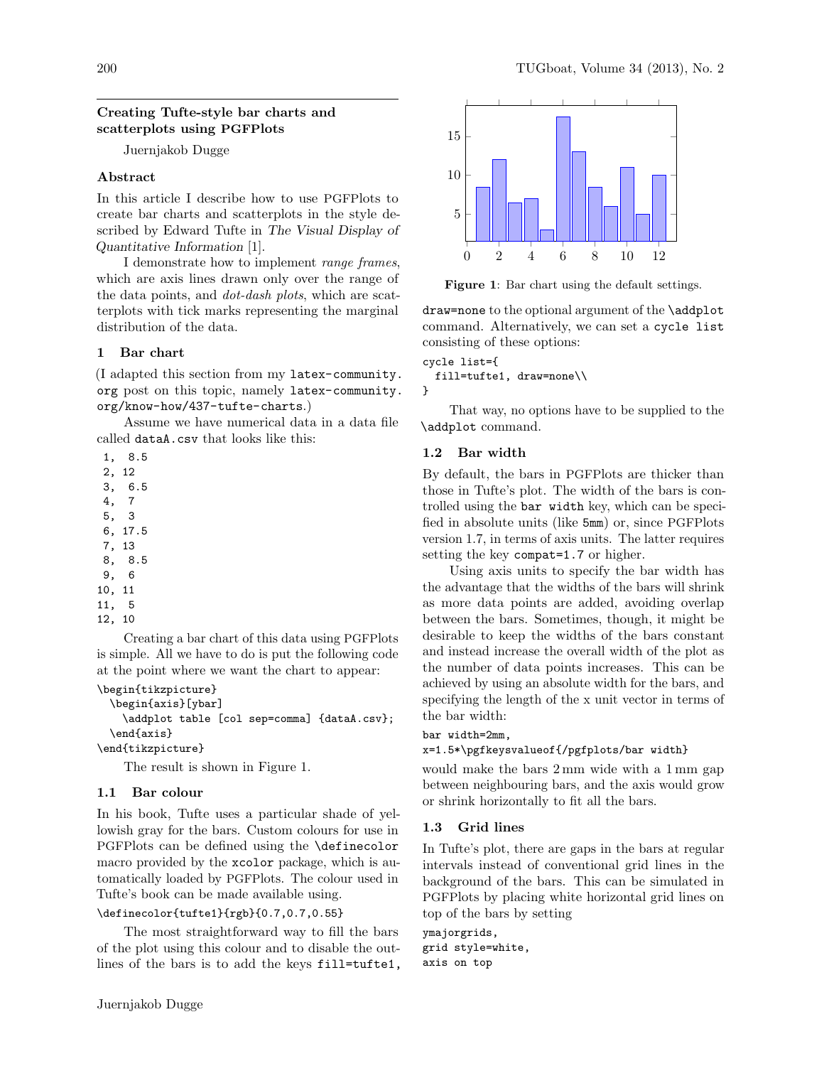## Creating Tufte-style bar charts and scatterplots using PGFPlots

Juernjakob Dugge

### Abstract

In this article I describe how to use PGFPlots to create bar charts and scatterplots in the style described by Edward Tufte in *The Visual Display of Quantitative Information* [1].

I demonstrate how to implement *range frames*, which are axis lines drawn only over the range of the data points, and *dot-dash plots*, which are scatterplots with tick marks representing the marginal distribution of the data.

### 1 Bar chart

(I adapted this section from my `latex-community.org` post on this topic, namely `latex-community.org/know-how/437-tufte-charts`.)

Assume we have numerical data in a data file called `dataA.csv` that looks like this:

```
 1,  8.5
 2, 12
 3,  6.5
 4,  7
 5,  3
 6, 17.5
 7, 13
 8,  8.5
 9,  6
10, 11
11,  5
12, 10
```

Creating a bar chart of this data using PGFPlots is simple. All we have to do is put the following code at the point where we want the chart to appear:

```
\begin{tikzpicture}
  \begin{axis}[ybar]
    \addplot table [col sep=comma] {dataA.csv};
  \end{axis}
\end{tikzpicture}
```

The result is shown in Figure 1.

**Figure 1**: Bar chart using the default settings.

#### 1.1 Bar colour

In his book, Tufte uses a particular shade of yellowish gray for the bars. Custom colours for use in PGFPlots can be defined using the `\definecolor` macro provided by the `xcolor` package, which is automatically loaded by PGFPlots. The colour used in Tufte's book can be made available using.

```
\definecolor{tufte1}{rgb}{0.7,0.7,0.55}
```

The most straightforward way to fill the bars of the plot using this colour and to disable the outlines of the bars is to add the keys `fill=tufte1, draw=none` to the optional argument of the `\addplot` command. Alternatively, we can set a `cycle list` consisting of these options:

```
cycle list={
  fill=tufte1, draw=none\\
}
```

That way, no options have to be supplied to the `\addplot` command.

#### 1.2 Bar width

By default, the bars in PGFPlots are thicker than those in Tufte's plot. The width of the bars is controlled using the `bar width` key, which can be specified in absolute units (like `5mm`) or, since PGFPlots version 1.7, in terms of axis units. The latter requires setting the key `compat=1.7` or higher.

Using axis units to specify the bar width has the advantage that the widths of the bars will shrink as more data points are added, avoiding overlap between the bars. Sometimes, though, it might be desirable to keep the widths of the bars constant and instead increase the overall width of the plot as the number of data points increases. This can be achieved by using an absolute width for the bars, and specifying the length of the x unit vector in terms of the bar width:

```
bar width=2mm,
x=1.5*\pgfkeysvalueof{/pgfplots/bar width}
```

would make the bars 2 mm wide with a 1 mm gap between neighbouring bars, and the axis would grow or shrink horizontally to fit all the bars.

#### 1.3 Grid lines

In Tufte's plot, there are gaps in the bars at regular intervals instead of conventional grid lines in the background of the bars. This can be simulated in PGFPlots by placing white horizontal grid lines on top of the bars by setting

```
ymajorgrids,
grid style=white,
axis on top
```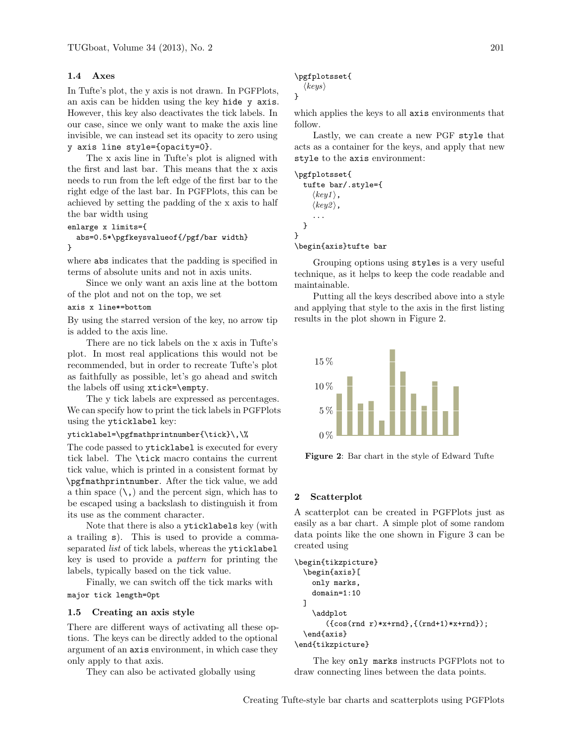### 1.4 Axes

In Tufte's plot, the y axis is not drawn. In PGFPlots, an axis can be hidden using the key `hide y axis`. However, this key also deactivates the tick labels. In our case, since we only want to make the axis line invisible, we can instead set its opacity to zero using `y axis line style={opacity=0}`.

The x axis line in Tufte's plot is aligned with the first and last bar. This means that the x axis needs to run from the left edge of the first bar to the right edge of the last bar. In PGFPlots, this can be achieved by setting the padding of the x axis to half the bar width using

```
enlarge x limits={
  abs=0.5*\pgfkeysvalueof{/pgf/bar width}
}
```

where `abs` indicates that the padding is specified in terms of absolute units and not in axis units.

Since we only want an axis line at the bottom of the plot and not on the top, we set

```
axis x line*=bottom
```

By using the starred version of the key, no arrow tip is added to the axis line.

There are no tick labels on the x axis in Tufte's plot. In most real applications this would not be recommended, but in order to recreate Tufte's plot as faithfully as possible, let's go ahead and switch the labels off using `xtick=\empty`.

The y tick labels are expressed as percentages. We can specify how to print the tick labels in PGFPlots using the `yticklabel` key:

```
yticklabel=\pgfmathprintnumber{\tick}\,\%
```

The code passed to `yticklabel` is executed for every tick label. The `\tick` macro contains the current tick value, which is printed in a consistent format by `\pgfmathprintnumber`. After the tick value, we add a thin space (`\,`) and the percent sign, which has to be escaped using a backslash to distinguish it from its use as the comment character.

Note that there is also a `yticklabels` key (with a trailing `s`). This is used to provide a comma-separated *list* of tick labels, whereas the `yticklabel` key is used to provide a *pattern* for printing the labels, typically based on the tick value.

Finally, we can switch off the tick marks with

```
major tick length=0pt
```

### 1.5 Creating an axis style

There are different ways of activating all these options. The keys can be directly added to the optional argument of an `axis` environment, in which case they only apply to that axis.

They can also be activated globally using

```
\pgfplotsset{
  ⟨keys⟩
}
```

which applies the keys to all `axis` environments that follow.

Lastly, we can create a new PGF `style` that acts as a container for the keys, and apply that new `style` to the `axis` environment:

```
\pgfplotsset{
  tufte bar/.style={
    ⟨key1⟩,
    ⟨key2⟩,
    ...
  }
}
\begin{axis}tufte bar
```

Grouping options using `styles` is a very useful technique, as it helps to keep the code readable and maintainable.

Putting all the keys described above into a style and applying that style to the axis in the first listing results in the plot shown in Figure 2.

**Figure 2**: Bar chart in the style of Edward Tufte

## 2 Scatterplot

A scatterplot can be created in PGFPlots just as easily as a bar chart. A simple plot of some random data points like the one shown in Figure 3 can be created using

```
\begin{tikzpicture}
  \begin{axis}[
    only marks,
    domain=1:10
  ]
    \addplot
      ({cos(rnd r)*x+rnd},{(rnd+1)*x+rnd});
  \end{axis}
\end{tikzpicture}
```

The key `only marks` instructs PGFPlots not to draw connecting lines between the data points.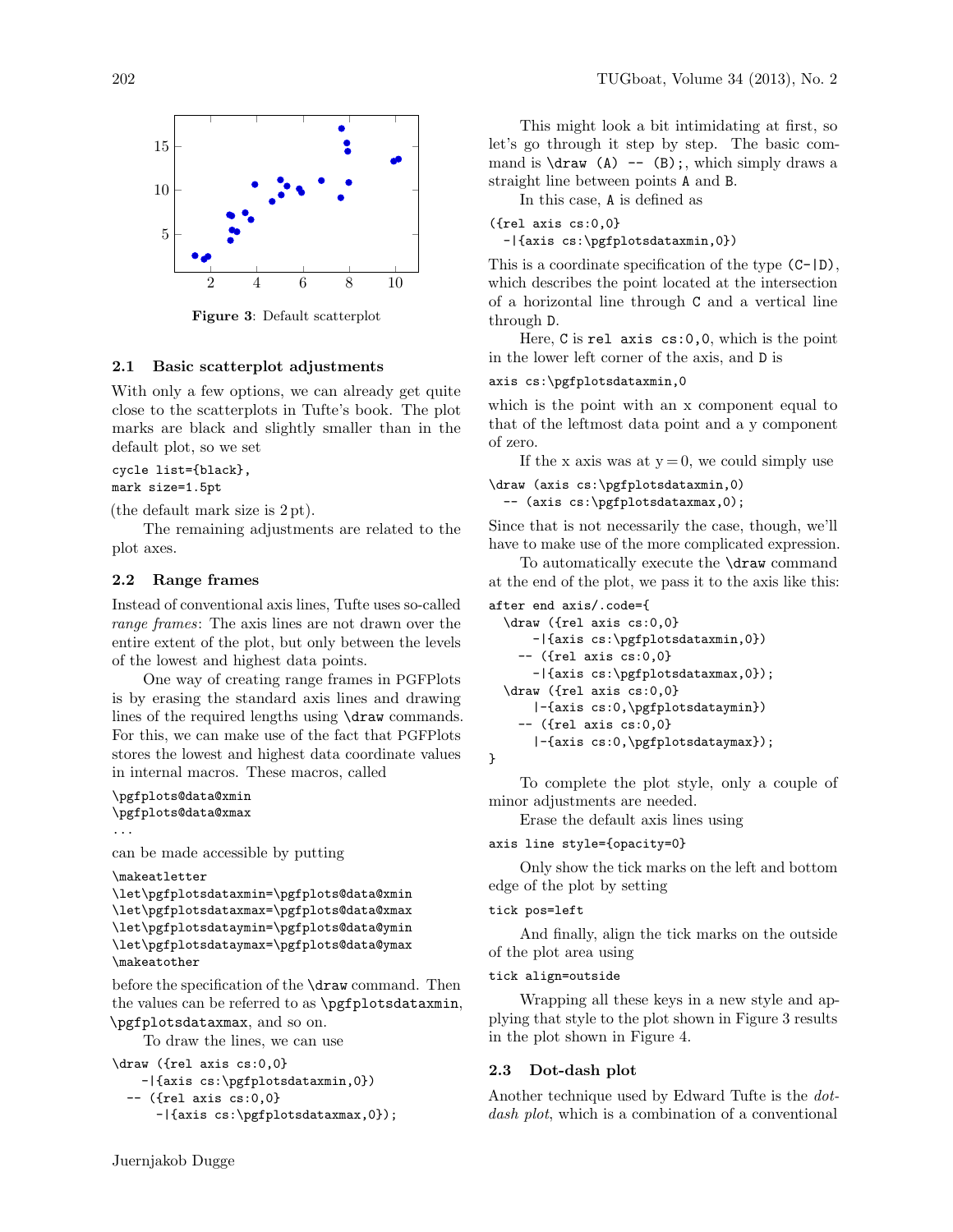Figure 3: Default scatterplot

### 2.1 Basic scatterplot adjustments

With only a few options, we can already get quite close to the scatterplots in Tufte's book. The plot marks are black and slightly smaller than in the default plot, so we set

```
cycle list={black},
mark size=1.5pt
```

(the default mark size is 2 pt).

The remaining adjustments are related to the plot axes.

### 2.2 Range frames

Instead of conventional axis lines, Tufte uses so-called *range frames*: The axis lines are not drawn over the entire extent of the plot, but only between the levels of the lowest and highest data points.

One way of creating range frames in PGFPlots is by erasing the standard axis lines and drawing lines of the required lengths using `\draw` commands. For this, we can make use of the fact that PGFPlots stores the lowest and highest data coordinate values in internal macros. These macros, called

```
\pgfplots@data@xmin
\pgfplots@data@xmax
...
```

can be made accessible by putting

```
\makeatletter
\let\pgfplotsdataxmin=\pgfplots@data@xmin
\let\pgfplotsdataxmax=\pgfplots@data@xmax
\let\pgfplotsdataymin=\pgfplots@data@ymin
\let\pgfplotsdataymax=\pgfplots@data@ymax
\makeatother
```

before the specification of the `\draw` command. Then the values can be referred to as `\pgfplotsdataxmin`, `\pgfplotsdataxmax`, and so on.

To draw the lines, we can use

```
\draw ({rel axis cs:0,0}
    -|{axis cs:\pgfplotsdataxmin,0})
  -- ({rel axis cs:0,0}
      -|{axis cs:\pgfplotsdataxmax,0});
```

This might look a bit intimidating at first, so let's go through it step by step. The basic command is `\draw (A) -- (B);`, which simply draws a straight line between points `A` and `B`.

In this case, `A` is defined as

```
({rel axis cs:0,0}
  -|{axis cs:\pgfplotsdataxmin,0})
```

This is a coordinate specification of the type `(C-|D)`, which describes the point located at the intersection of a horizontal line through `C` and a vertical line through `D`.

Here, `C` is `rel axis cs:0,0`, which is the point in the lower left corner of the axis, and `D` is

```
axis cs:\pgfplotsdataxmin,0
```

which is the point with an x component equal to that of the leftmost data point and a y component of zero.

If the x axis was at $y = 0$, we could simply use

```
\draw (axis cs:\pgfplotsdataxmin,0)
  -- (axis cs:\pgfplotsdataxmax,0);
```

Since that is not necessarily the case, though, we'll have to make use of the more complicated expression.

To automatically execute the `\draw` command at the end of the plot, we pass it to the axis like this:

```
after end axis/.code={
  \draw ({rel axis cs:0,0}
      -|{axis cs:\pgfplotsdataxmin,0})
    -- ({rel axis cs:0,0}
      -|{axis cs:\pgfplotsdataxmax,0});
  \draw ({rel axis cs:0,0}
      |-{axis cs:0,\pgfplotsdataymin})
    -- ({rel axis cs:0,0}
      |-{axis cs:0,\pgfplotsdataymax});
}
```

To complete the plot style, only a couple of minor adjustments are needed.

Erase the default axis lines using

```
axis line style={opacity=0}
```

Only show the tick marks on the left and bottom edge of the plot by setting

```
tick pos=left
```

And finally, align the tick marks on the outside of the plot area using

```
tick align=outside
```

Wrapping all these keys in a new style and applying that style to the plot shown in Figure 3 results in the plot shown in Figure 4.

### 2.3 Dot-dash plot

Another technique used by Edward Tufte is the *dot-dash plot*, which is a combination of a conventional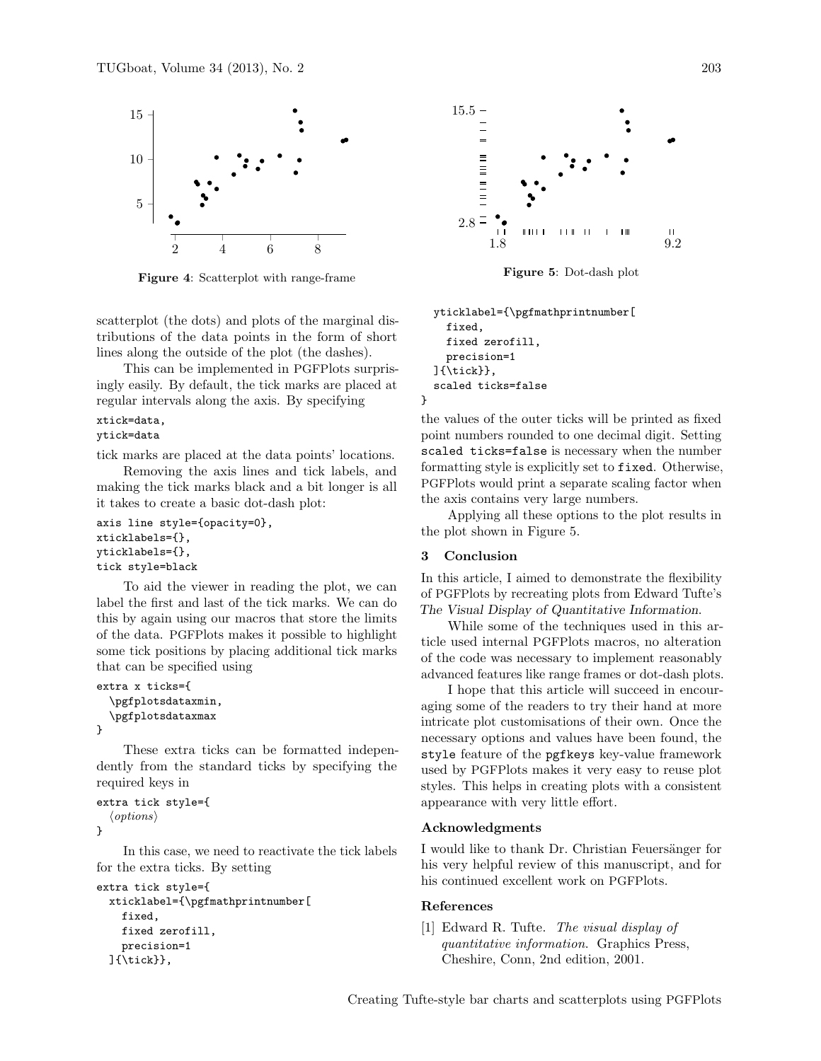Figure 4: Scatterplot with range-frame

scatterplot (the dots) and plots of the marginal distributions of the data points in the form of short lines along the outside of the plot (the dashes).

This can be implemented in PGFPlots surprisingly easily. By default, the tick marks are placed at regular intervals along the axis. By specifying

```
xtick=data,
ytick=data
```

tick marks are placed at the data points' locations.

Removing the axis lines and tick labels, and making the tick marks black and a bit longer is all it takes to create a basic dot-dash plot:

```
axis line style={opacity=0},
xticklabels={},
yticklabels={},
tick style=black
```

To aid the viewer in reading the plot, we can label the first and last of the tick marks. We can do this by again using our macros that store the limits of the data. PGFPlots makes it possible to highlight some tick positions by placing additional tick marks that can be specified using

```
extra x ticks={
  \pgfplotsdataxmin,
  \pgfplotsdataxmax
}
```

These extra ticks can be formatted independently from the standard ticks by specifying the required keys in

```
extra tick style={
  ⟨options⟩
}
```

In this case, we need to reactivate the tick labels for the extra ticks. By setting

```
extra tick style={
  xticklabel={\pgfmathprintnumber[
    fixed,
    fixed zerofill,
    precision=1
  ]{\tick}},
  yticklabel={\pgfmathprintnumber[
    fixed,
    fixed zerofill,
    precision=1
  ]{\tick}},
  scaled ticks=false
}
```

Figure 5: Dot-dash plot

the values of the outer ticks will be printed as fixed point numbers rounded to one decimal digit. Setting `scaled ticks=false` is necessary when the number formatting style is explicitly set to `fixed`. Otherwise, PGFPlots would print a separate scaling factor when the axis contains very large numbers.

Applying all these options to the plot results in the plot shown in Figure 5.

## 3 Conclusion

In this article, I aimed to demonstrate the flexibility of PGFPlots by recreating plots from Edward Tufte's *The Visual Display of Quantitative Information*.

While some of the techniques used in this article used internal PGFPlots macros, no alteration of the code was necessary to implement reasonably advanced features like range frames or dot-dash plots.

I hope that this article will succeed in encouraging some of the readers to try their hand at more intricate plot customisations of their own. Once the necessary options and values have been found, the `style` feature of the `pgfkeys` key-value framework used by PGFPlots makes it very easy to reuse plot styles. This helps in creating plots with a consistent appearance with very little effort.

### Acknowledgments

I would like to thank Dr. Christian Feuersänger for his very helpful review of this manuscript, and for his continued excellent work on PGFPlots.

### References

[1] Edward R. Tufte. *The visual display of quantitative information*. Graphics Press, Cheshire, Conn, 2nd edition, 2001.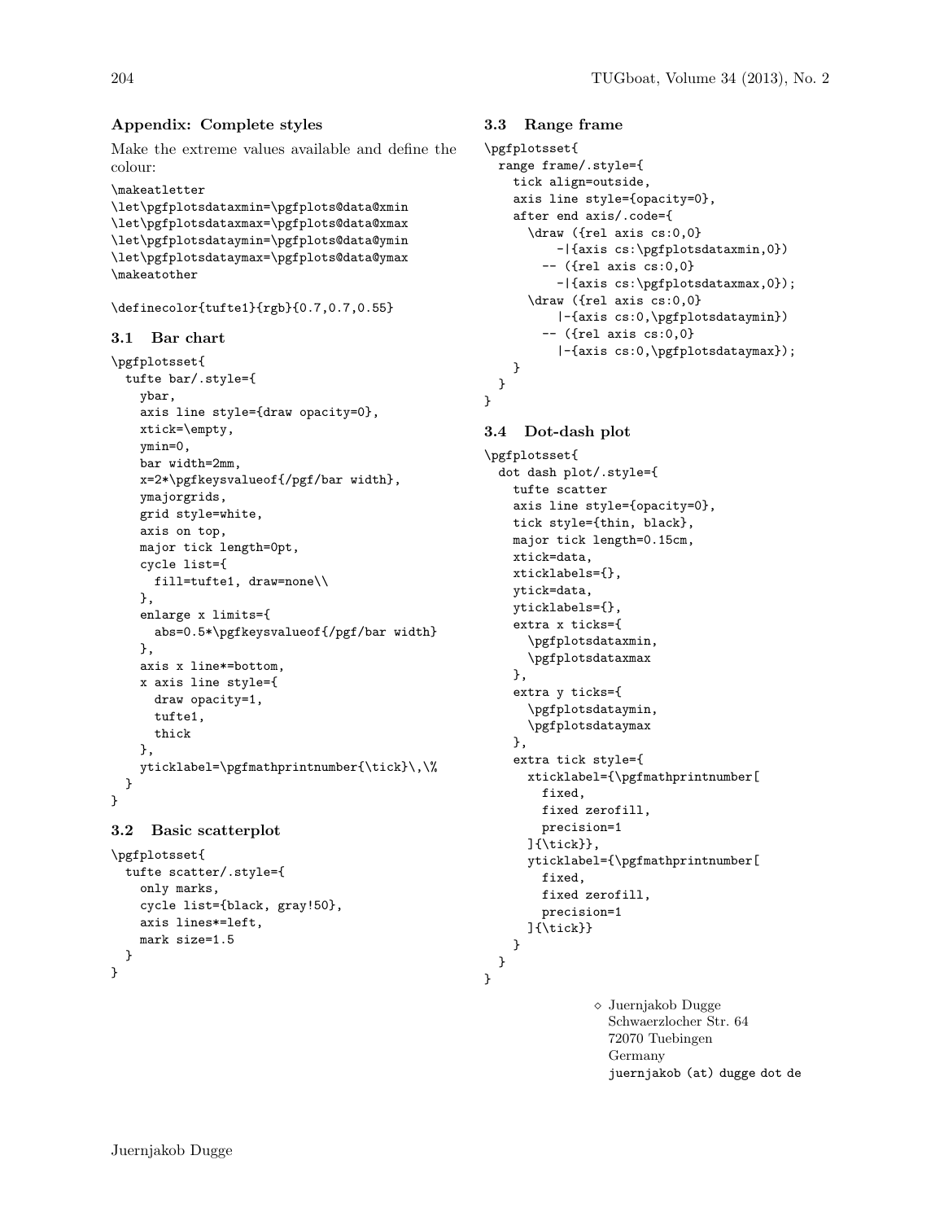## Appendix: Complete styles

Make the extreme values available and define the colour:

```
\makeatletter
\let\pgfplotsdataxmin=\pgfplots@data@xmin
\let\pgfplotsdataxmax=\pgfplots@data@xmax
\let\pgfplotsdataymin=\pgfplots@data@ymin
\let\pgfplotsdataymax=\pgfplots@data@ymax
\makeatother
```

```
\definecolor{tufte1}{rgb}{0.7,0.7,0.55}
```

### 3.1 Bar chart

```
\pgfplotsset{
  tufte bar/.style={
    ybar,
    axis line style={draw opacity=0},
    xtick=\empty,
    ymin=0,
    bar width=2mm,
    x=2*\pgfkeysvalueof{/pgf/bar width},
    ymajorgrids,
    grid style=white,
    axis on top,
    major tick length=0pt,
    cycle list={
      fill=tufte1, draw=none\\
    },
    enlarge x limits={
      abs=0.5*\pgfkeysvalueof{/pgf/bar width}
    },
    axis x line*=bottom,
    x axis line style={
      draw opacity=1,
      tufte1,
      thick
    },
    yticklabel=\pgfmathprintnumber{\tick}\,\%
  }
}
```

### 3.2 Basic scatterplot

```
\pgfplotsset{
  tufte scatter/.style={
    only marks,
    cycle list={black, gray!50},
    axis lines*=left,
    mark size=1.5
  }
}
```

### 3.3 Range frame

```
\pgfplotsset{
  range frame/.style={
    tick align=outside,
    axis line style={opacity=0},
    after end axis/.code={
      \draw ({rel axis cs:0,0}
          -|{axis cs:\pgfplotsdataxmin,0})
        -- ({rel axis cs:0,0}
          -|{axis cs:\pgfplotsdataxmax,0});
      \draw ({rel axis cs:0,0}
          |-{axis cs:0,\pgfplotsdataymin})
        -- ({rel axis cs:0,0}
          |-{axis cs:0,\pgfplotsdataymax});
    }
  }
}
```

### 3.4 Dot-dash plot

```
\pgfplotsset{
  dot dash plot/.style={
    tufte scatter
    axis line style={opacity=0},
    tick style={thin, black},
    major tick length=0.15cm,
    xtick=data,
    xticklabels={},
    ytick=data,
    yticklabels={},
    extra x ticks={
      \pgfplotsdataxmin,
      \pgfplotsdataxmax
    },
    extra y ticks={
      \pgfplotsdataymin,
      \pgfplotsdataymax
    },
    extra tick style={
      xticklabel={\pgfmathprintnumber[
        fixed,
        fixed zerofill,
        precision=1
      ]{\tick}},
      yticklabel={\pgfmathprintnumber[
        fixed,
        fixed zerofill,
        precision=1
      ]{\tick}}
    }
  }
}
```

⋄ Juernjakob Dugge  
Schwaerzlocher Str. 64  
72070 Tuebingen  
Germany  
juernjakob (at) dugge dot de